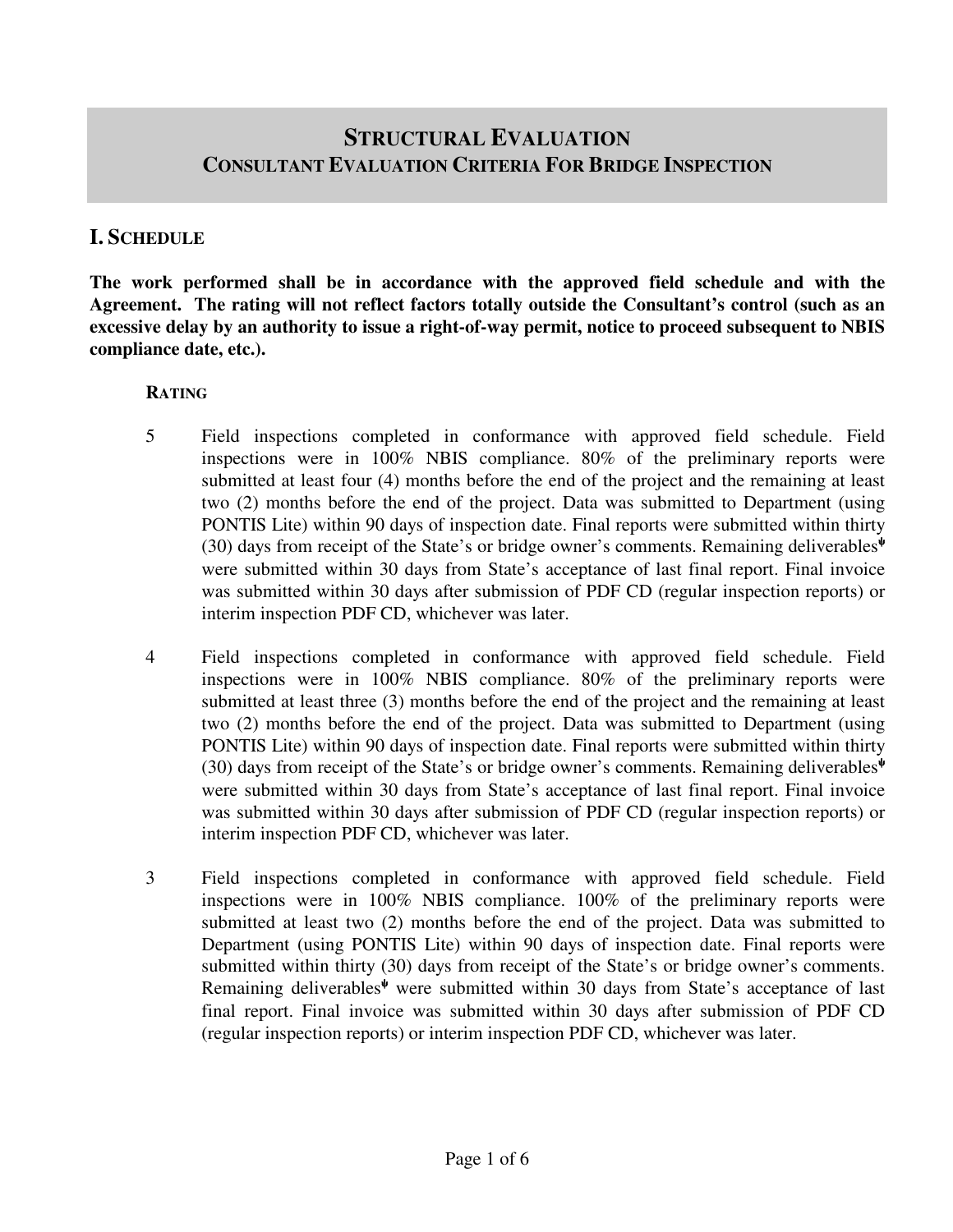# Structural Evaluation
## Consultant Evaluation Criteria For Bridge Inspection

## I. Schedule

**The work performed shall be in accordance with the approved field schedule and with the Agreement. The rating will not reflect factors totally outside the Consultant's control (such as an excessive delay by an authority to issue a right-of-way permit, notice to proceed subsequent to NBIS compliance date, etc.).**

### Rating

5 Field inspections completed in conformance with approved field schedule. Field inspections were in 100% NBIS compliance. 80% of the preliminary reports were submitted at least four (4) months before the end of the project and the remaining at least two (2) months before the end of the project. Data was submitted to Department (using PONTIS Lite) within 90 days of inspection date. Final reports were submitted within thirty (30) days from receipt of the State's or bridge owner's comments. Remaining deliverables[ψ] were submitted within 30 days from State's acceptance of last final report. Final invoice was submitted within 30 days after submission of PDF CD (regular inspection reports) or interim inspection PDF CD, whichever was later.

4 Field inspections completed in conformance with approved field schedule. Field inspections were in 100% NBIS compliance. 80% of the preliminary reports were submitted at least three (3) months before the end of the project and the remaining at least two (2) months before the end of the project. Data was submitted to Department (using PONTIS Lite) within 90 days of inspection date. Final reports were submitted within thirty (30) days from receipt of the State's or bridge owner's comments. Remaining deliverables[ψ] were submitted within 30 days from State's acceptance of last final report. Final invoice was submitted within 30 days after submission of PDF CD (regular inspection reports) or interim inspection PDF CD, whichever was later.

3 Field inspections completed in conformance with approved field schedule. Field inspections were in 100% NBIS compliance. 100% of the preliminary reports were submitted at least two (2) months before the end of the project. Data was submitted to Department (using PONTIS Lite) within 90 days of inspection date. Final reports were submitted within thirty (30) days from receipt of the State's or bridge owner's comments. Remaining deliverables[ψ] were submitted within 30 days from State's acceptance of last final report. Final invoice was submitted within 30 days after submission of PDF CD (regular inspection reports) or interim inspection PDF CD, whichever was later.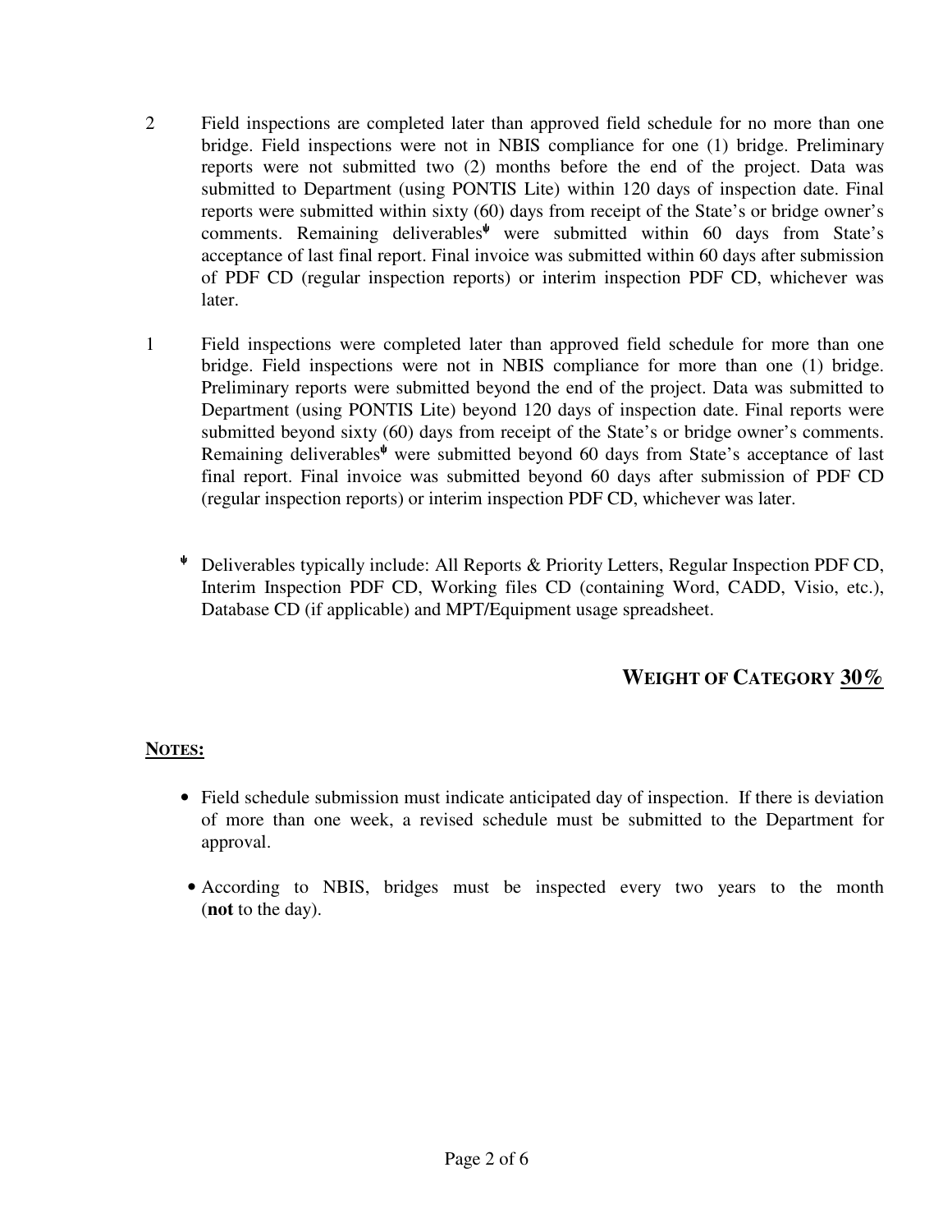2 Field inspections are completed later than approved field schedule for no more than one bridge. Field inspections were not in NBIS compliance for one (1) bridge. Preliminary reports were not submitted two (2) months before the end of the project. Data was submitted to Department (using PONTIS Lite) within 120 days of inspection date. Final reports were submitted within sixty (60) days from receipt of the State's or bridge owner's comments. Remaining deliverables[ψ] were submitted within 60 days from State's acceptance of last final report. Final invoice was submitted within 60 days after submission of PDF CD (regular inspection reports) or interim inspection PDF CD, whichever was later.

1 Field inspections were completed later than approved field schedule for more than one bridge. Field inspections were not in NBIS compliance for more than one (1) bridge. Preliminary reports were submitted beyond the end of the project. Data was submitted to Department (using PONTIS Lite) beyond 120 days of inspection date. Final reports were submitted beyond sixty (60) days from receipt of the State's or bridge owner's comments. Remaining deliverables[ψ] were submitted beyond 60 days from State's acceptance of last final report. Final invoice was submitted beyond 60 days after submission of PDF CD (regular inspection reports) or interim inspection PDF CD, whichever was later.

[ψ] Deliverables typically include: All Reports & Priority Letters, Regular Inspection PDF CD, Interim Inspection PDF CD, Working files CD (containing Word, CADD, Visio, etc.), Database CD (if applicable) and MPT/Equipment usage spreadsheet.

**WEIGHT OF CATEGORY** **30%**

**NOTES:**

- Field schedule submission must indicate anticipated day of inspection. If there is deviation of more than one week, a revised schedule must be submitted to the Department for approval.
- According to NBIS, bridges must be inspected every two years to the month (**not** to the day).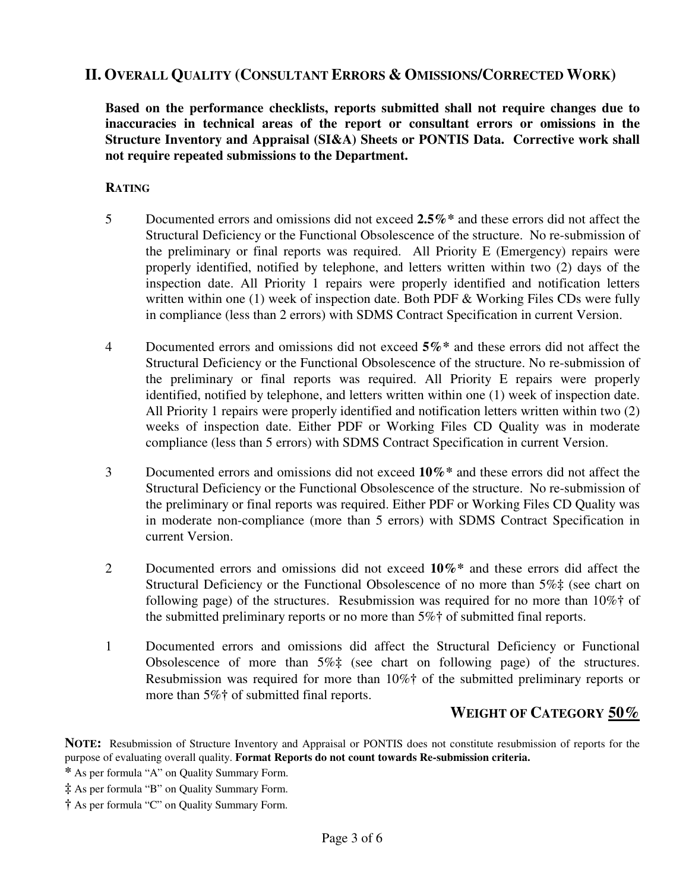## II. Overall Quality (Consultant Errors & Omissions/Corrected Work)

**Based on the performance checklists, reports submitted shall not require changes due to inaccuracies in technical areas of the report or consultant errors or omissions in the Structure Inventory and Appraisal (SI&A) Sheets or PONTIS Data. Corrective work shall not require repeated submissions to the Department.**

**Rating**

5 Documented errors and omissions did not exceed **2.5%*** and these errors did not affect the Structural Deficiency or the Functional Obsolescence of the structure. No re-submission of the preliminary or final reports was required. All Priority E (Emergency) repairs were properly identified, notified by telephone, and letters written within two (2) days of the inspection date. All Priority 1 repairs were properly identified and notification letters written within one (1) week of inspection date. Both PDF & Working Files CDs were fully in compliance (less than 2 errors) with SDMS Contract Specification in current Version.

4 Documented errors and omissions did not exceed **5%*** and these errors did not affect the Structural Deficiency or the Functional Obsolescence of the structure. No re-submission of the preliminary or final reports was required. All Priority E repairs were properly identified, notified by telephone, and letters written within one (1) week of inspection date. All Priority 1 repairs were properly identified and notification letters written within two (2) weeks of inspection date. Either PDF or Working Files CD Quality was in moderate compliance (less than 5 errors) with SDMS Contract Specification in current Version.

3 Documented errors and omissions did not exceed **10%*** and these errors did not affect the Structural Deficiency or the Functional Obsolescence of the structure. No re-submission of the preliminary or final reports was required. Either PDF or Working Files CD Quality was in moderate non-compliance (more than 5 errors) with SDMS Contract Specification in current Version.

2 Documented errors and omissions did not exceed **10%*** and these errors did affect the Structural Deficiency or the Functional Obsolescence of no more than 5%‡ (see chart on following page) of the structures. Resubmission was required for no more than 10%† of the submitted preliminary reports or no more than 5%† of submitted final reports.

1 Documented errors and omissions did affect the Structural Deficiency or Functional Obsolescence of more than 5%‡ (see chart on following page) of the structures. Resubmission was required for more than 10%† of the submitted preliminary reports or more than 5%† of submitted final reports.

**Weight of Category 50%**

**Note:** Resubmission of Structure Inventory and Appraisal or PONTIS does not constitute resubmission of reports for the purpose of evaluating overall quality. **Format Reports do not count towards Re-submission criteria.**

**\*** As per formula "A" on Quality Summary Form.

**‡** As per formula "B" on Quality Summary Form.

**†** As per formula "C" on Quality Summary Form.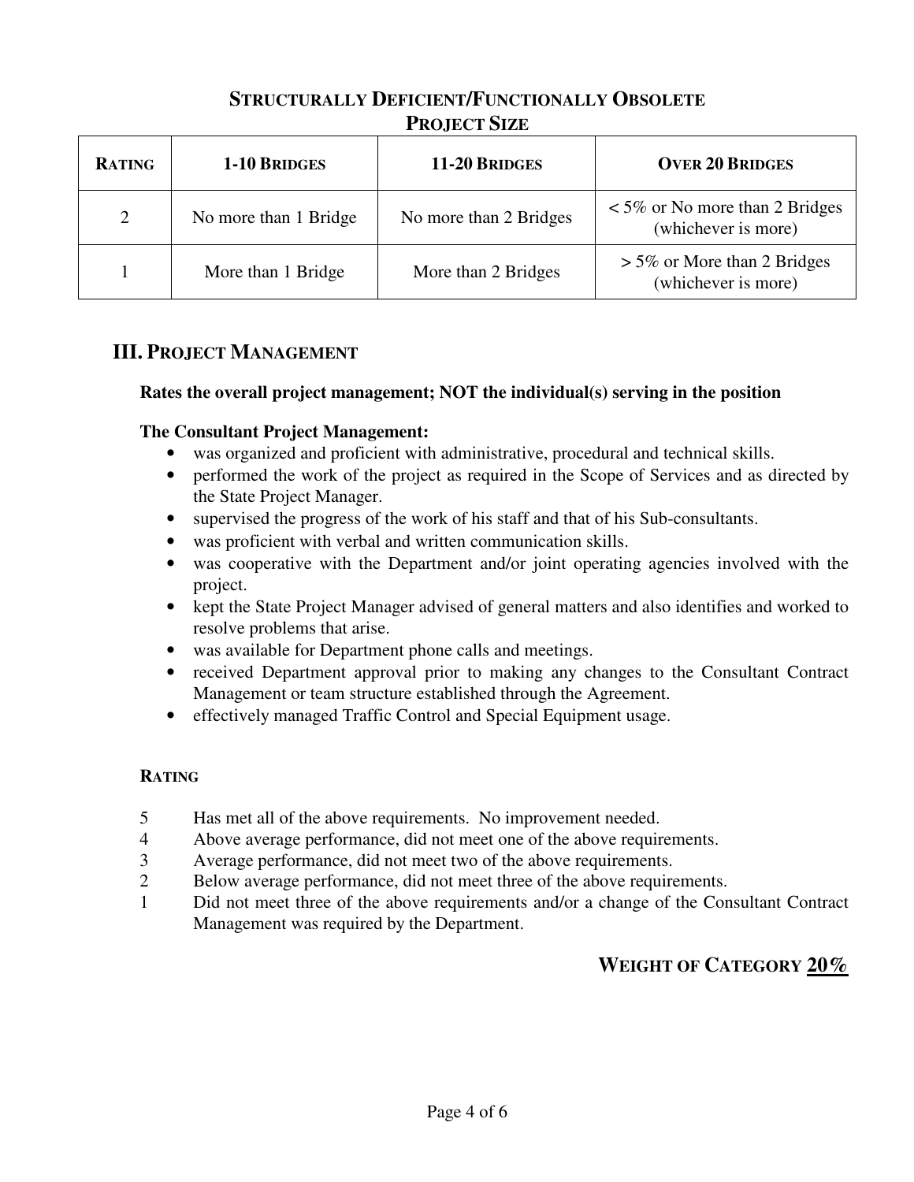## Structurally Deficient/Functionally Obsolete Project Size

| Rating | 1-10 Bridges | 11-20 Bridges | Over 20 Bridges |
|---|---|---|---|
| 2 | No more than 1 Bridge | No more than 2 Bridges | < 5% or No more than 2 Bridges (whichever is more) |
| 1 | More than 1 Bridge | More than 2 Bridges | > 5% or More than 2 Bridges (whichever is more) |

## III. Project Management

**Rates the overall project management; NOT the individual(s) serving in the position**

**The Consultant Project Management:**

- was organized and proficient with administrative, procedural and technical skills.
- performed the work of the project as required in the Scope of Services and as directed by the State Project Manager.
- supervised the progress of the work of his staff and that of his Sub-consultants.
- was proficient with verbal and written communication skills.
- was cooperative with the Department and/or joint operating agencies involved with the project.
- kept the State Project Manager advised of general matters and also identifies and worked to resolve problems that arise.
- was available for Department phone calls and meetings.
- received Department approval prior to making any changes to the Consultant Contract Management or team structure established through the Agreement.
- effectively managed Traffic Control and Special Equipment usage.

**Rating**

5 Has met all of the above requirements. No improvement needed.
4 Above average performance, did not meet one of the above requirements.
3 Average performance, did not meet two of the above requirements.
2 Below average performance, did not meet three of the above requirements.
1 Did not meet three of the above requirements and/or a change of the Consultant Contract Management was required by the Department.

**Weight of Category <u>20%</u>**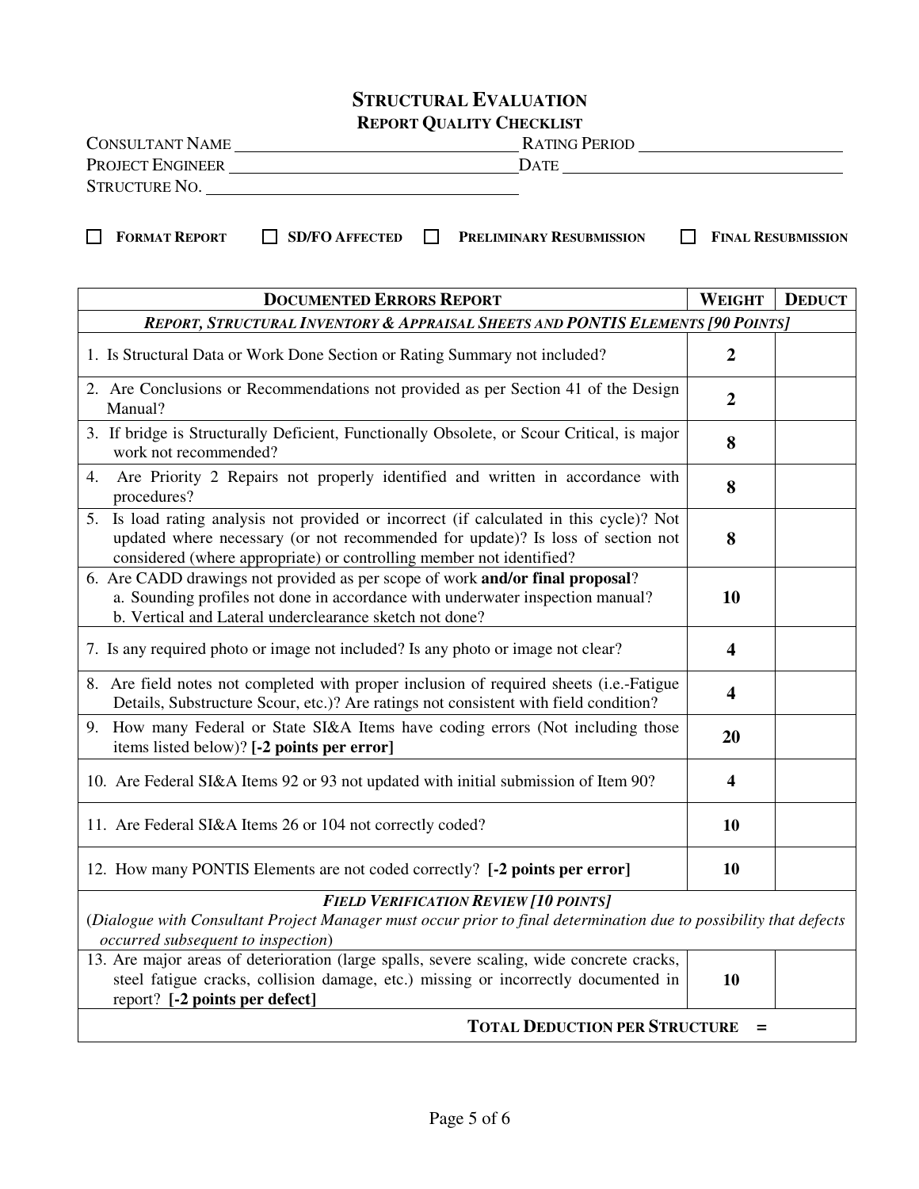# STRUCTURAL EVALUATION

## REPORT QUALITY CHECKLIST

CONSULTANT NAME ______________________ RATING PERIOD ______________________

PROJECT ENGINEER ______________________ DATE ______________________

STRUCTURE NO. ______________________

☐ **FORMAT REPORT** ☐ **SD/FO AFFECTED** ☐ **PRELIMINARY RESUBMISSION** ☐ **FINAL RESUBMISSION**

| **DOCUMENTED ERRORS REPORT** | **WEIGHT** | **DEDUCT** |
|---|---|---|
| ***REPORT, STRUCTURAL INVENTORY & APPRAISAL SHEETS AND PONTIS ELEMENTS [90 POINTS]*** | | |
| 1. Is Structural Data or Work Done Section or Rating Summary not included? | **2** | |
| 2. Are Conclusions or Recommendations not provided as per Section 41 of the Design Manual? | **2** | |
| 3. If bridge is Structurally Deficient, Functionally Obsolete, or Scour Critical, is major work not recommended? | **8** | |
| 4. Are Priority 2 Repairs not properly identified and written in accordance with procedures? | **8** | |
| 5. Is load rating analysis not provided or incorrect (if calculated in this cycle)? Not updated where necessary (or not recommended for update)? Is loss of section not considered (where appropriate) or controlling member not identified? | **8** | |
| 6. Are CADD drawings not provided as per scope of work **and/or final proposal**? a. Sounding profiles not done in accordance with underwater inspection manual? b. Vertical and Lateral underclearance sketch not done? | **10** | |
| 7. Is any required photo or image not included? Is any photo or image not clear? | **4** | |
| 8. Are field notes not completed with proper inclusion of required sheets (i.e.-Fatigue Details, Substructure Scour, etc.)? Are ratings not consistent with field condition? | **4** | |
| 9. How many Federal or State SI&A Items have coding errors (Not including those items listed below)? **[-2 points per error]** | **20** | |
| 10. Are Federal SI&A Items 92 or 93 not updated with initial submission of Item 90? | **4** | |
| 11. Are Federal SI&A Items 26 or 104 not correctly coded? | **10** | |
| 12. How many PONTIS Elements are not coded correctly? **[-2 points per error]** | **10** | |
| ***FIELD VERIFICATION REVIEW [10 POINTS]*** (*Dialogue with Consultant Project Manager must occur prior to final determination due to possibility that defects occurred subsequent to inspection*) | | |
| 13. Are major areas of deterioration (large spalls, severe scaling, wide concrete cracks, steel fatigue cracks, collision damage, etc.) missing or incorrectly documented in report? **[-2 points per defect]** | **10** | |
| **TOTAL DEDUCTION PER STRUCTURE =** | | |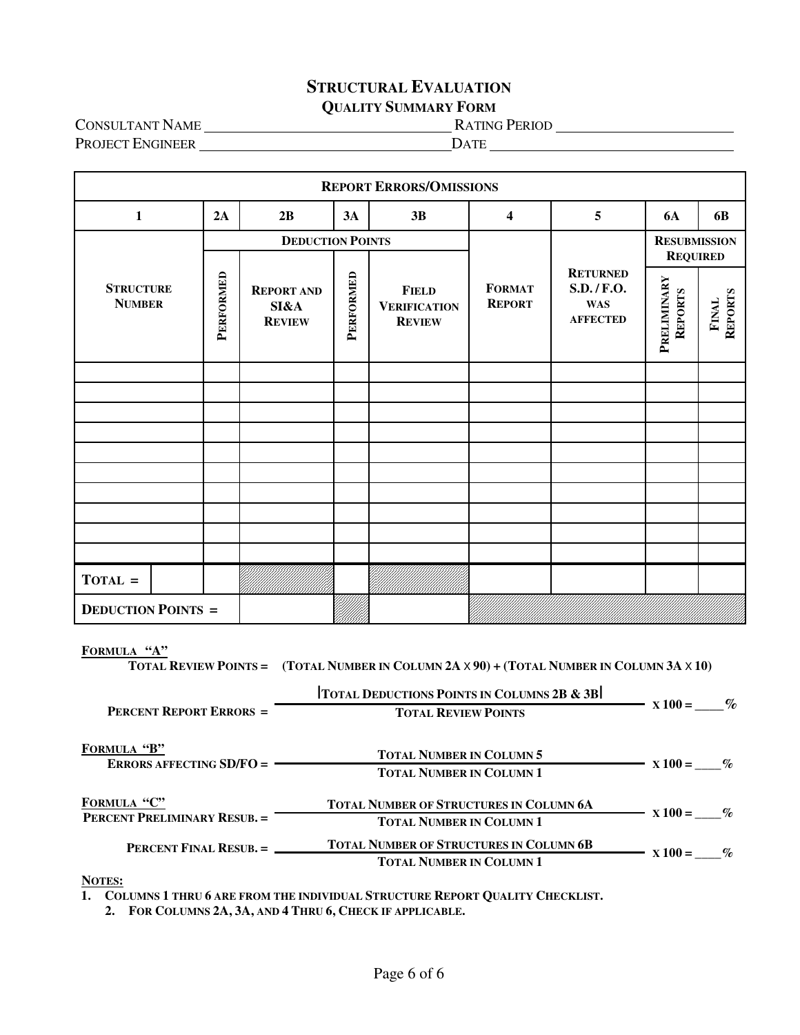# STRUCTURAL EVALUATION

## QUALITY SUMMARY FORM

CONSULTANT NAME ______________________________ RATING PERIOD ______________________

PROJECT ENGINEER ______________________________ DATE ______________________________

| REPORT ERRORS/OMISSIONS | | | | | | | | |
|---|---|---|---|---|---|---|---|---|
| 1 | 2A | 2B | 3A | 3B | 4 | 5 | 6A | 6B |
| | DEDUCTION POINTS | | | | | | RESUBMISSION REQUIRED | |
| STRUCTURE NUMBER | PERFORMED | REPORT AND SI&A REVIEW | PERFORMED | FIELD VERIFICATION REVIEW | FORMAT REPORT | RETURNED S.D. / F.O. WAS AFFECTED | PRELIMINARY REPORTS | FINAL REPORTS |
| | | | | | | | | |
| | | | | | | | | |
| | | | | | | | | |
| | | | | | | | | |
| | | | | | | | | |
| | | | | | | | | |
| | | | | | | | | |
| | | | | | | | | |
| | | | | | | | | |
| | | | | | | | | |
| TOTAL = | | | | | | | | |
| DEDUCTION POINTS = | | | | | | | | |

**FORMULA "A"**

**TOTAL REVIEW POINTS = (TOTAL NUMBER IN COLUMN 2A X 90) + (TOTAL NUMBER IN COLUMN 3A X 10)**

$$\text{PERCENT REPORT ERRORS} = \frac{|\text{TOTAL DEDUCTIONS POINTS IN COLUMNS 2B \& 3B}|}{\text{TOTAL REVIEW POINTS}} \times 100 = \_\_\_\_\%$$

**FORMULA "B"**

$$\text{ERRORS AFFECTING SD/FO} = \frac{\text{TOTAL NUMBER IN COLUMN 5}}{\text{TOTAL NUMBER IN COLUMN 1}} \times 100 = \_\_\_\_\%$$

**FORMULA "C"**

$$\text{PERCENT PRELIMINARY RESUB.} = \frac{\text{TOTAL NUMBER OF STRUCTURES IN COLUMN 6A}}{\text{TOTAL NUMBER IN COLUMN 1}} \times 100 = \_\_\_\_\%$$

$$\text{PERCENT FINAL RESUB.} = \frac{\text{TOTAL NUMBER OF STRUCTURES IN COLUMN 6B}}{\text{TOTAL NUMBER IN COLUMN 1}} \times 100 = \_\_\_\_\%$$

**NOTES:**

1. **COLUMNS 1 THRU 6 ARE FROM THE INDIVIDUAL STRUCTURE REPORT QUALITY CHECKLIST.**
2. **FOR COLUMNS 2A, 3A, AND 4 THRU 6, CHECK IF APPLICABLE.**